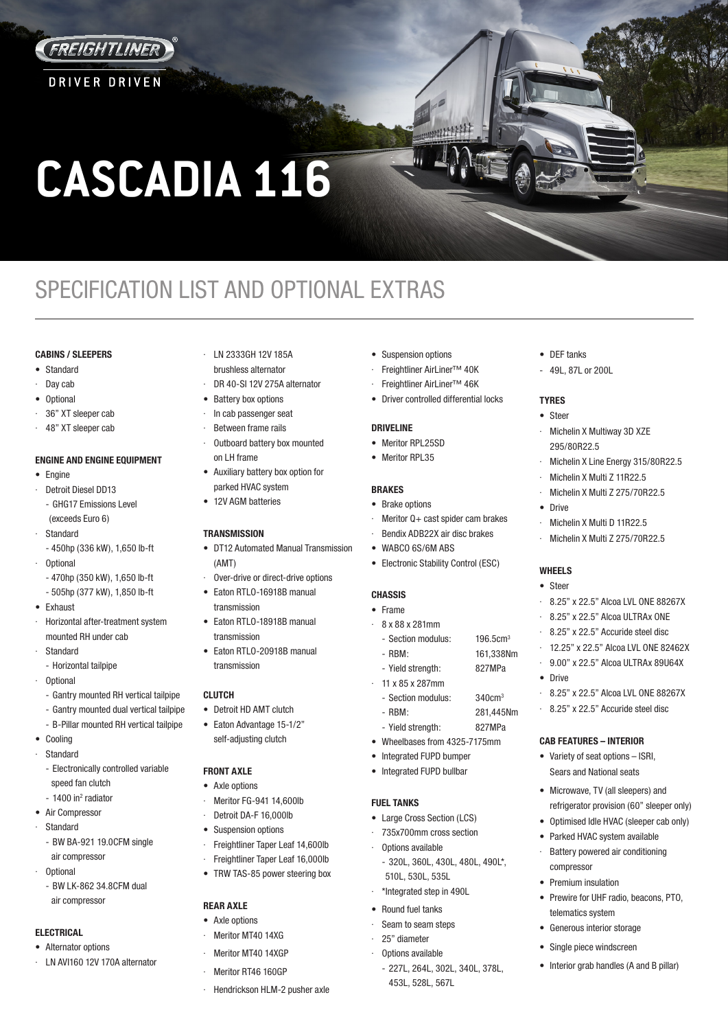FREIGHTLINER®

DRIVER DRIVEN

# CASCADIA 116

## SPECIFICATION LIST AND OPTIONAL EXTRAS

### CABINS / SLEEPERS

- Standard
  - Day cab
- Optional
  - 36" XT sleeper cab
  - 48" XT sleeper cab

### ENGINE AND ENGINE EQUIPMENT

- Engine
  - Detroit Diesel DD13
    - GHG17 Emissions Level (exceeds Euro 6)
  - Standard
    - 450hp (336 kW), 1,650 lb-ft
  - Optional
    - 470hp (350 kW), 1,650 lb-ft
    - 505hp (377 kW), 1,850 lb-ft
- Exhaust
  - Horizontal after-treatment system mounted RH under cab
  - Standard
    - Horizontal tailpipe
  - Optional
    - Gantry mounted RH vertical tailpipe
    - Gantry mounted dual vertical tailpipe
    - B-Pillar mounted RH vertical tailpipe
- Cooling
  - Standard
    - Electronically controlled variable speed fan clutch
    - 1400 in² radiator
- Air Compressor
  - Standard
    - BW BA-921 19.0CFM single air compressor
  - Optional
    - BW LK-862 34.8CFM dual air compressor

### ELECTRICAL

- Alternator options
  - LN AVI160 12V 170A alternator
  - LN 2333GH 12V 185A brushless alternator
  - DR 40-SI 12V 275A alternator
- Battery box options
  - In cab passenger seat
  - Between frame rails
  - Outboard battery box mounted on LH frame
- Auxiliary battery box option for parked HVAC system
- 12V AGM batteries

### TRANSMISSION

- DT12 Automated Manual Transmission (AMT)
  - Over-drive or direct-drive options
- Eaton RTLO-16918B manual transmission
- Eaton RTLO-18918B manual transmission
- Eaton RTLO-20918B manual transmission

### CLUTCH

- Detroit HD AMT clutch
- Eaton Advantage 15-1/2" self-adjusting clutch

### FRONT AXLE

- Axle options
  - Meritor FG-941 14,600lb
  - Detroit DA-F 16,000lb
- Suspension options
  - Freightliner Taper Leaf 14,600lb
  - Freightliner Taper Leaf 16,000lb
- TRW TAS-85 power steering box

### REAR AXLE

- Axle options
  - Meritor MT40 14XG
  - Meritor MT40 14XGP
  - Meritor RT46 160GP
  - Hendrickson HLM-2 pusher axle
- Suspension options
  - Freightliner AirLiner™ 40K
  - Freightliner AirLiner™ 46K
- Driver controlled differential locks

### DRIVELINE

- Meritor RPL25SD
- Meritor RPL35

### BRAKES

- Brake options
  - Meritor Q+ cast spider cam brakes
  - Bendix ADB22X air disc brakes
- WABCO 6S/6M ABS
- Electronic Stability Control (ESC)

### CHASSIS

- Frame
  - 8 x 88 x 281mm
    - Section modulus: 196.5cm³
    - RBM: 161,338Nm
    - Yield strength: 827MPa
  - 11 x 85 x 287mm
    - Section modulus: 340cm³
    - RBM: 281,445Nm
    - Yield strength: 827MPa
- Wheelbases from 4325-7175mm
- Integrated FUPD bumper
- Integrated FUPD bullbar

### FUEL TANKS

- Large Cross Section (LCS)
  - 735x700mm cross section
  - Options available
    - 320L, 360L, 430L, 480L, 490L*, 510L, 530L, 535L
  - *Integrated step in 490L
- Round fuel tanks
  - Seam to seam steps
  - 25" diameter
  - Options available
    - 227L, 264L, 302L, 340L, 378L, 453L, 528L, 567L
- DEF tanks
  - 49L, 87L or 200L

### TYRES

- Steer
  - Michelin X Multiway 3D XZE 295/80R22.5
  - Michelin X Line Energy 315/80R22.5
  - Michelin X Multi Z 11R22.5
  - Michelin X Multi Z 275/70R22.5
- Drive
  - Michelin X Multi D 11R22.5
  - Michelin X Multi Z 275/70R22.5

### WHEELS

- Steer
  - 8.25" x 22.5" Alcoa LVL ONE 88267X
  - 8.25" x 22.5" Alcoa ULTRAx ONE
  - 8.25" x 22.5" Accuride steel disc
  - 12.25" x 22.5" Alcoa LVL ONE 82462X
  - 9.00" x 22.5" Alcoa ULTRAx 89U64X
- Drive
  - 8.25" x 22.5" Alcoa LVL ONE 88267X
  - 8.25" x 22.5" Accuride steel disc

### CAB FEATURES – INTERIOR

- Variety of seat options – ISRI, Sears and National seats
- Microwave, TV (all sleepers) and refrigerator provision (60" sleeper only)
- Optimised Idle HVAC (sleeper cab only)
- Parked HVAC system available
  - Battery powered air conditioning compressor
- Premium insulation
- Prewire for UHF radio, beacons, PTO, telematics system
- Generous interior storage
- Single piece windscreen
- Interior grab handles (A and B pillar)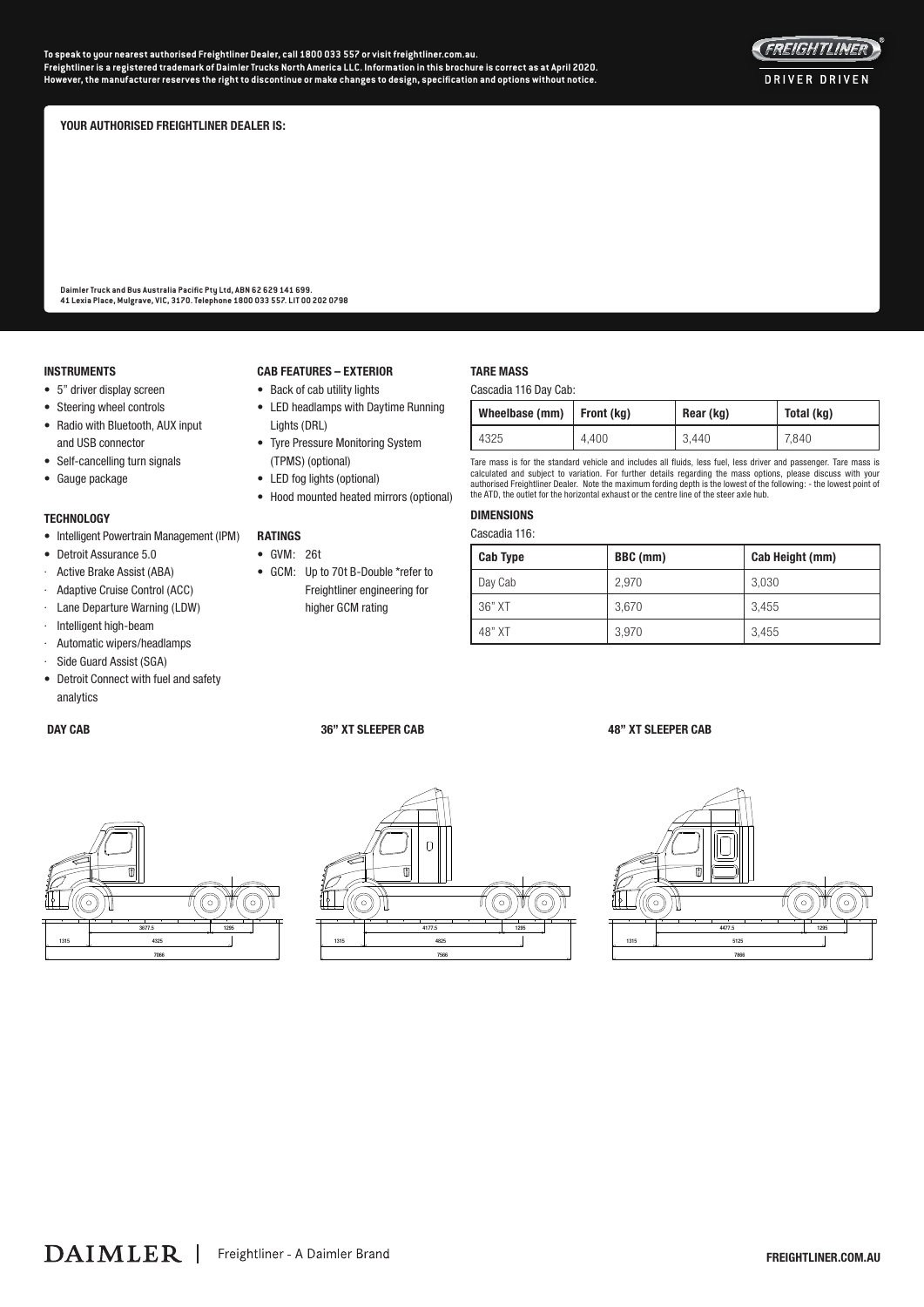To speak to your nearest authorised Freightliner Dealer, call 1800 033 557 or visit freightliner.com.au.
Freightliner is a registered trademark of Daimler Trucks North America LLC. Information in this brochure is correct as at April 2020.
However, the manufacturer reserves the right to discontinue or make changes to design, specification and options without notice.

FREIGHTLINER
DRIVER DRIVEN

**YOUR AUTHORISED FREIGHTLINER DEALER IS:**

Daimler Truck and Bus Australia Pacific Pty Ltd, ABN 62 629 141 699.
41 Lexia Place, Mulgrave, VIC, 3170. Telephone 1800 033 557. LIT 00 202 0798

### INSTRUMENTS

- 5" driver display screen
- Steering wheel controls
- Radio with Bluetooth, AUX input and USB connector
- Self-cancelling turn signals
- Gauge package

### TECHNOLOGY

- Intelligent Powertrain Management (IPM)
- Detroit Assurance 5.0
  - Active Brake Assist (ABA)
  - Adaptive Cruise Control (ACC)
  - Lane Departure Warning (LDW)
  - Intelligent high-beam
  - Automatic wipers/headlamps
  - Side Guard Assist (SGA)
- Detroit Connect with fuel and safety analytics

### CAB FEATURES – EXTERIOR

- Back of cab utility lights
- LED headlamps with Daytime Running Lights (DRL)
- Tyre Pressure Monitoring System (TPMS) (optional)
- LED fog lights (optional)
- Hood mounted heated mirrors (optional)

### RATINGS

- GVM: 26t
- GCM: Up to 70t B-Double *refer to Freightliner engineering for higher GCM rating

### TARE MASS

Cascadia 116 Day Cab:

| Wheelbase (mm) | Front (kg) | Rear (kg) | Total (kg) |
|---|---|---|---|
| 4325 | 4,400 | 3,440 | 7,840 |

Tare mass is for the standard vehicle and includes all fluids, less fuel, less driver and passenger. Tare mass is calculated and subject to variation. For further details regarding the mass options, please discuss with your authorised Freightliner Dealer. Note the maximum fording depth is the lowest of the following: - the lowest point of the ATD, the outlet for the horizontal exhaust or the centre line of the steer axle hub.

### DIMENSIONS

Cascadia 116:

| Cab Type | BBC (mm) | Cab Height (mm) |
|---|---|---|
| Day Cab | 2,970 | 3,030 |
| 36" XT | 3,670 | 3,455 |
| 48" XT | 3,970 | 3,455 |

### DAY CAB

3677.5
1295
1315
4325
7066

### 36" XT SLEEPER CAB

4177.5
1295
1315
4825
7566

### 48" XT SLEEPER CAB

4477.5
1295
1315
5125
7866

DAIMLER | Freightliner - A Daimler Brand

FREIGHTLINER.COM.AU